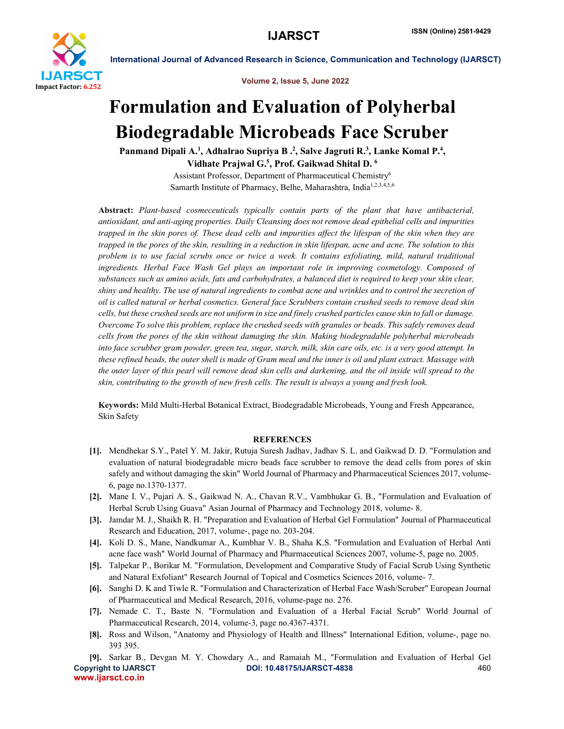# Formulation and Evaluation of Polyherbal Biodegradable Microbeads Face Scruber

**Panmand Dipali A.[1], Adhalrao Supriya B .[2], Salve Jagruti R.[3], Lanke Komal P.[4], Vidhate Prajwal G.[5], Prof. Gaikwad Shital D. [6]**

Assistant Professor, Department of Pharmaceutical Chemistry[6]

Samarth Institute of Pharmacy, Belhe, Maharashtra, India[1,2,3,4,5,6]

**Abstract:** *Plant-based cosmeceuticals typically contain parts of the plant that have antibacterial, antioxidant, and anti-aging properties. Daily Cleansing does not remove dead epithelial cells and impurities trapped in the skin pores of. These dead cells and impurities affect the lifespan of the skin when they are trapped in the pores of the skin, resulting in a reduction in skin lifespan, acne and acne. The solution to this problem is to use facial scrubs once or twice a week. It contains exfoliating, mild, natural traditional ingredients. Herbal Face Wash Gel plays an important role in improving cosmetology. Composed of substances such as amino acids, fats and carbohydrates, a balanced diet is required to keep your skin clear, shiny and healthy. The use of natural ingredients to combat acne and wrinkles and to control the secretion of oil is called natural or herbal cosmetics. General face Scrubbers contain crushed seeds to remove dead skin cells, but these crushed seeds are not uniform in size and finely crushed particles cause skin to fall or damage. Overcome To solve this problem, replace the crushed seeds with granules or beads. This safely removes dead cells from the pores of the skin without damaging the skin. Making biodegradable polyherbal microbeads into face scrubber gram powder, green tea, sugar, starch, milk, skin care oils, etc. is a very good attempt. In these refined beads, the outer shell is made of Gram meal and the inner is oil and plant extract. Massage with the outer layer of this pearl will remove dead skin cells and darkening, and the oil inside will spread to the skin, contributing to the growth of new fresh cells. The result is always a young and fresh look.*

**Keywords:** Mild Multi-Herbal Botanical Extract, Biodegradable Microbeads, Young and Fresh Appearance, Skin Safety

## REFERENCES

[1]. Mendhekar S.Y., Patel Y. M. Jakir, Rutuja Suresh Jadhav, Jadhav S. L. and Gaikwad D. D. "Formulation and evaluation of natural biodegradable micro beads face scrubber to remove the dead cells from pores of skin safely and without damaging the skin" World Journal of Pharmacy and Pharmaceutical Sciences 2017, volume-6, page no.1370-1377.

[2]. Mane I. V., Pujari A. S., Gaikwad N. A., Chavan R.V., Vambhukar G. B., "Formulation and Evaluation of Herbal Scrub Using Guava" Asian Journal of Pharmacy and Technology 2018, volume- 8.

[3]. Jamdar M. J., Shaikh R. H. "Preparation and Evaluation of Herbal Gel Formulation" Journal of Pharmaceutical Research and Education, 2017, volume-, page no. 203-204.

[4]. Koli D. S., Mane, Nandkumar A., Kumbhar V. B., Shaha K.S. "Formulation and Evaluation of Herbal Anti acne face wash" World Journal of Pharmacy and Pharmaceutical Sciences 2007, volume-5, page no. 2005.

[5]. Talpekar P., Borikar M. "Formulation, Development and Comparative Study of Facial Scrub Using Synthetic and Natural Exfoliant" Research Journal of Topical and Cosmetics Sciences 2016, volume- 7.

[6]. Sanghi D. K and Tiwle R. "Formulation and Characterization of Herbal Face Wash/Scruber" European Journal of Pharmaceutical and Medical Research, 2016, volume-page no. 276.

[7]. Nemade C. T., Baste N. "Formulation and Evaluation of a Herbal Facial Scrub" World Journal of Pharmaceutical Research, 2014, volume-3, page no.4367-4371.

[8]. Ross and Wilson, "Anatomy and Physiology of Health and Illness" International Edition, volume-, page no. 393 395.

[9]. Sarkar B., Devgan M. Y. Chowdary A., and Ramaiah M., "Formulation and Evaluation of Herbal Gel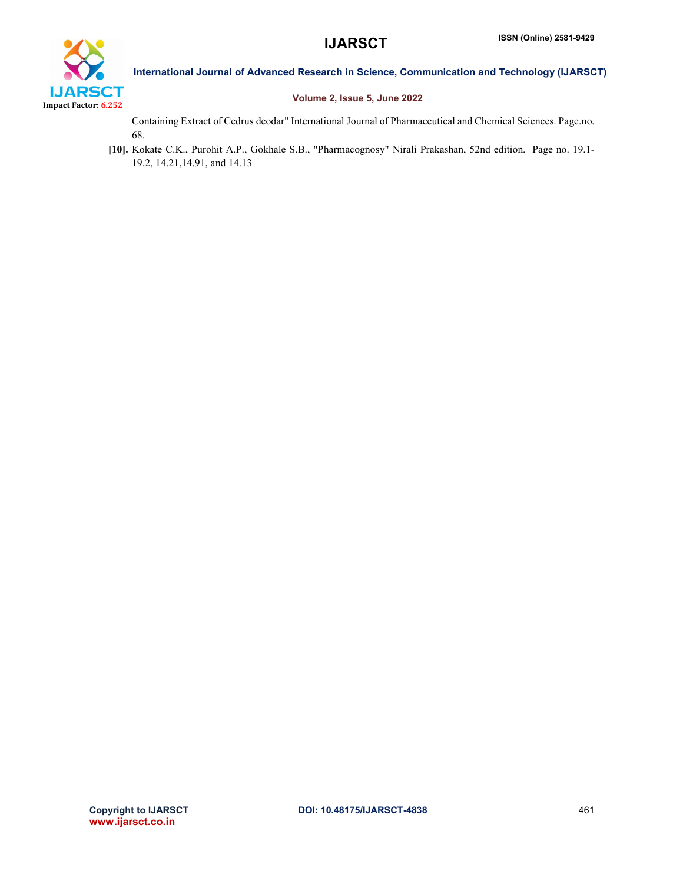Containing Extract of Cedrus deodar" International Journal of Pharmaceutical and Chemical Sciences. Page.no. 68.

**[10].** Kokate C.K., Purohit A.P., Gokhale S.B., "Pharmacognosy" Nirali Prakashan, 52nd edition. Page no. 19.1-19.2, 14.21,14.91, and 14.13